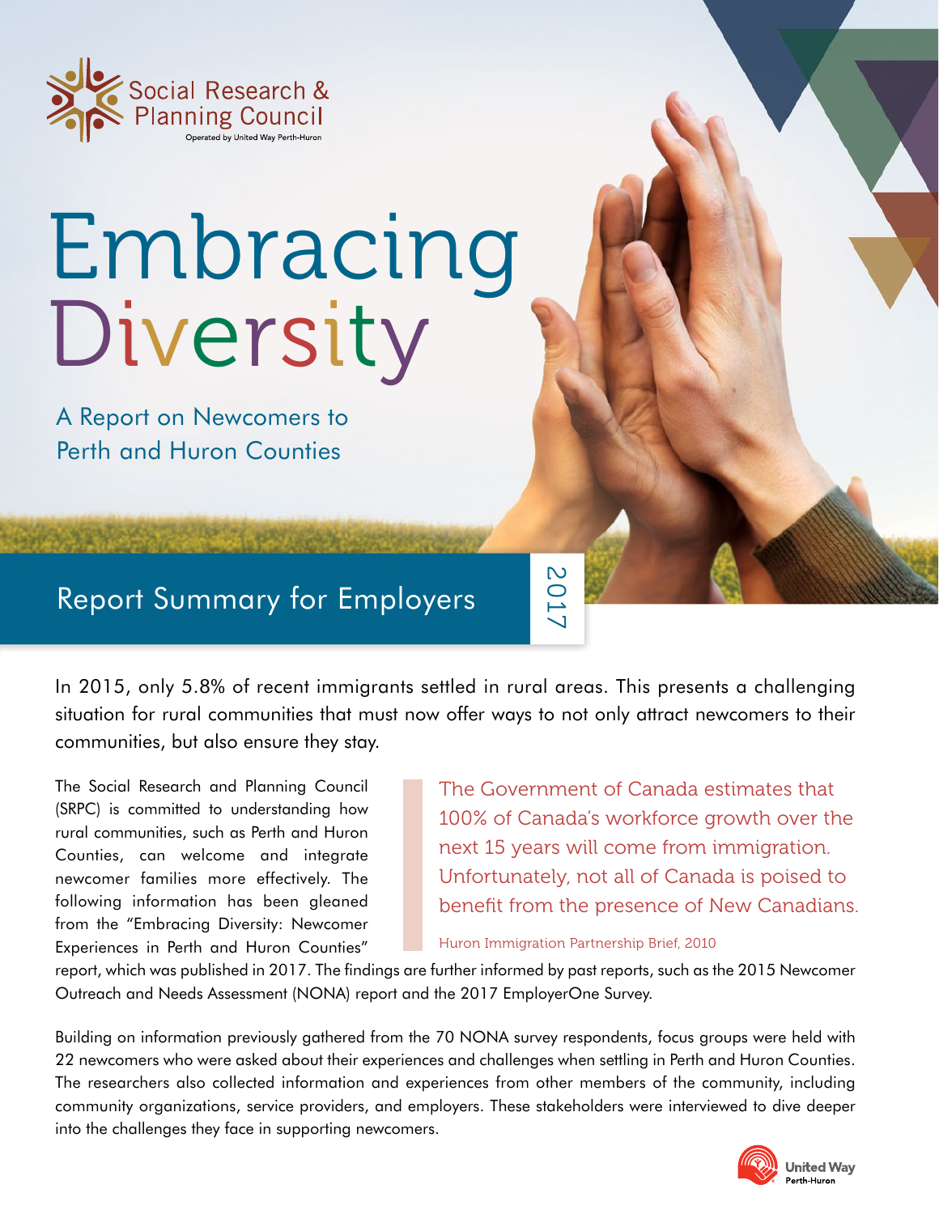Social Research & Planning Council
Operated by United Way Perth-Huron

# Embracing Diversity

## A Report on Newcomers to Perth and Huron Counties

## Report Summary for Employers

2017

In 2015, only 5.8% of recent immigrants settled in rural areas. This presents a challenging situation for rural communities that must now offer ways to not only attract newcomers to their communities, but also ensure they stay.

> The Government of Canada estimates that 100% of Canada's workforce growth over the next 15 years will come from immigration. Unfortunately, not all of Canada is poised to benefit from the presence of New Canadians.
>
> Huron Immigration Partnership Brief, 2010

The Social Research and Planning Council (SRPC) is committed to understanding how rural communities, such as Perth and Huron Counties, can welcome and integrate newcomer families more effectively. The following information has been gleaned from the "Embracing Diversity: Newcomer Experiences in Perth and Huron Counties" report, which was published in 2017. The findings are further informed by past reports, such as the 2015 Newcomer Outreach and Needs Assessment (NONA) report and the 2017 EmployerOne Survey.

Building on information previously gathered from the 70 NONA survey respondents, focus groups were held with 22 newcomers who were asked about their experiences and challenges when settling in Perth and Huron Counties. The researchers also collected information and experiences from other members of the community, including community organizations, service providers, and employers. These stakeholders were interviewed to dive deeper into the challenges they face in supporting newcomers.

United Way Perth-Huron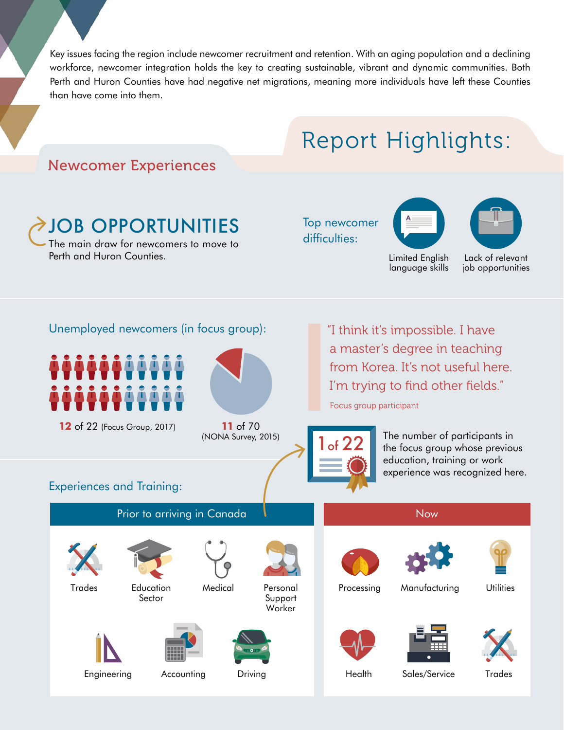Key issues facing the region include newcomer recruitment and retention. With an aging population and a declining workforce, newcomer integration holds the key to creating sustainable, vibrant and dynamic communities. Both Perth and Huron Counties have had negative net migrations, meaning more individuals have left these Counties than have come into them.

# Report Highlights:

## Newcomer Experiences

### JOB OPPORTUNITIES

The main draw for newcomers to move to Perth and Huron Counties.

Top newcomer difficulties:

- Limited English language skills
- Lack of relevant job opportunities

### Unemployed newcomers (in focus group):

**12** of 22 (Focus Group, 2017)

**11** of 70 (NONA Survey, 2015)

> "I think it's impossible. I have a master's degree in teaching from Korea. It's not useful here. I'm trying to find other fields."
>
> Focus group participant

**1 of 22** The number of participants in the focus group whose previous education, training or work experience was recognized here.

### Experiences and Training:

**Prior to arriving in Canada**

- Trades
- Education Sector
- Medical
- Personal Support Worker
- Engineering
- Accounting
- Driving

**Now**

- Processing
- Manufacturing
- Utilities
- Health
- Sales/Service
- Trades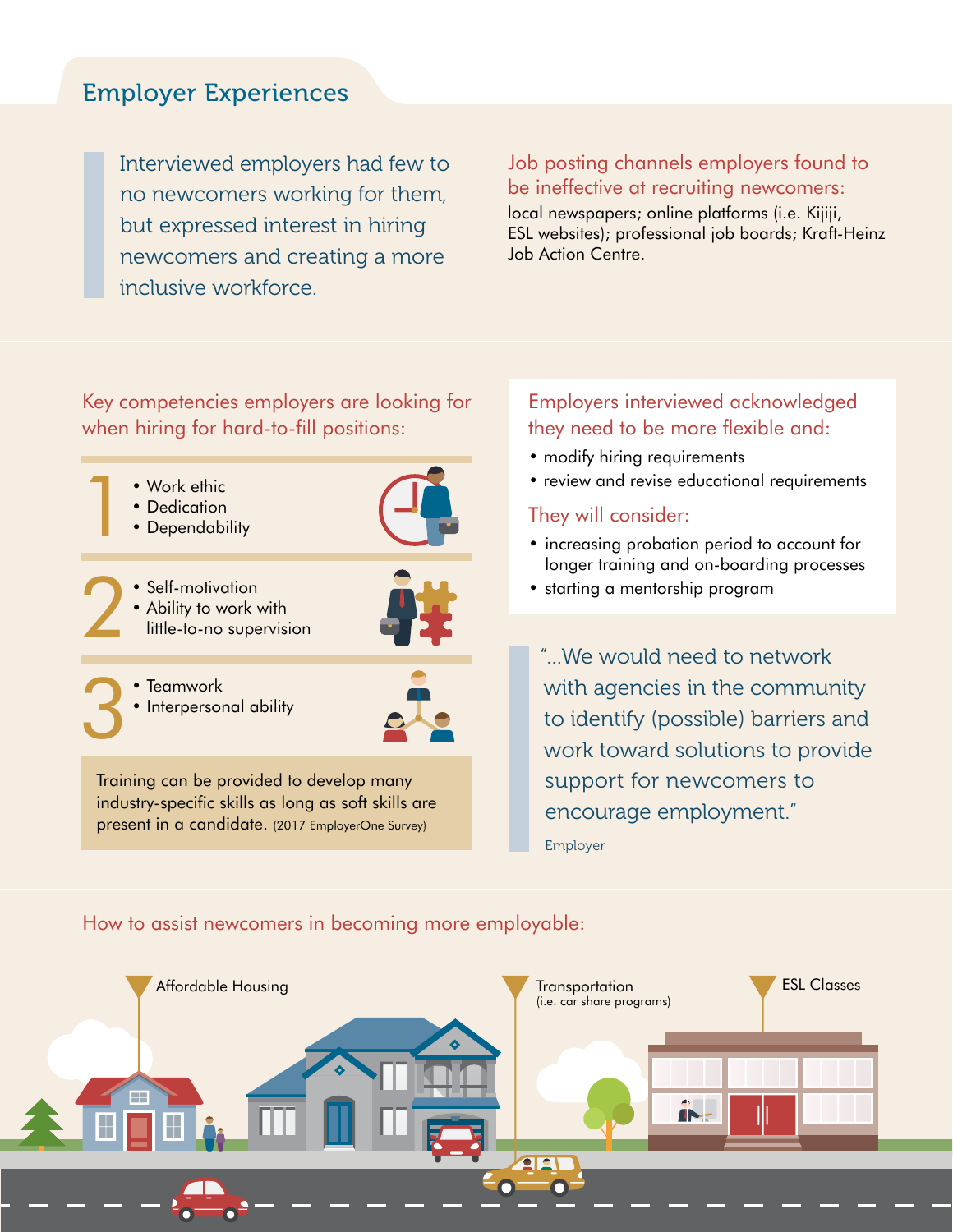## Employer Experiences

Interviewed employers had few to no newcomers working for them, but expressed interest in hiring newcomers and creating a more inclusive workforce.

Job posting channels employers found to be ineffective at recruiting newcomers:

local newspapers; online platforms (i.e. Kijiji, ESL websites); professional job boards; Kraft-Heinz Job Action Centre.

### Key competencies employers are looking for when hiring for hard-to-fill positions:

1
- Work ethic
- Dedication
- Dependability

2
- Self-motivation
- Ability to work with little-to-no supervision

3
- Teamwork
- Interpersonal ability

Training can be provided to develop many industry-specific skills as long as soft skills are present in a candidate. (2017 EmployerOne Survey)

### Employers interviewed acknowledged they need to be more flexible and:

- modify hiring requirements
- review and revise educational requirements

They will consider:

- increasing probation period to account for longer training and on-boarding processes
- starting a mentorship program

"...We would need to network with agencies in the community to identify (possible) barriers and work toward solutions to provide support for newcomers to encourage employment."

Employer

### How to assist newcomers in becoming more employable:

Affordable Housing

Transportation (i.e. car share programs)

ESL Classes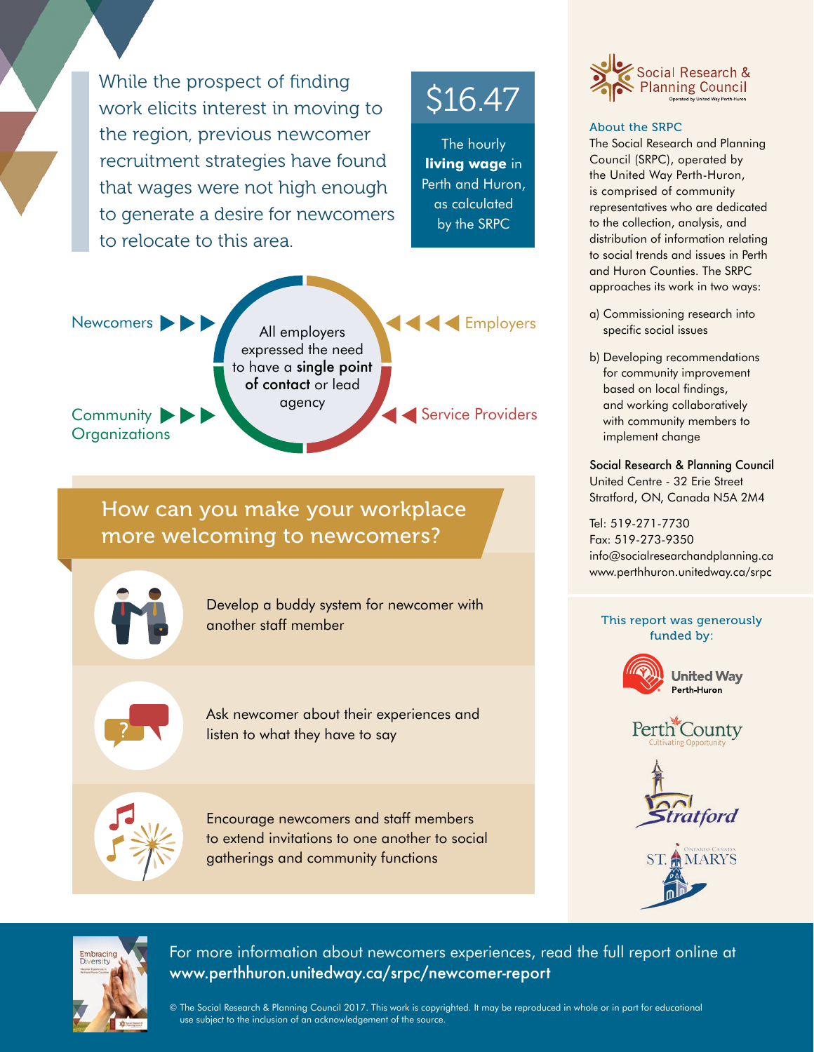While the prospect of finding work elicits interest in moving to the region, previous newcomer recruitment strategies have found that wages were not high enough to generate a desire for newcomers to relocate to this area.

## $16.47

The hourly **living wage** in Perth and Huron, as calculated by the SRPC

Newcomers

Community Organizations

Employers

Service Providers

All employers expressed the need to have a **single point of contact** or lead agency

## How can you make your workplace more welcoming to newcomers?

Develop a buddy system for newcomer with another staff member

Ask newcomer about their experiences and listen to what they have to say

Encourage newcomers and staff members to extend invitations to one another to social gatherings and community functions

Social Research & Planning Council
Operated by United Way Perth-Huron

### About the SRPC

The Social Research and Planning Council (SRPC), operated by the United Way Perth-Huron, is comprised of community representatives who are dedicated to the collection, analysis, and distribution of information relating to social trends and issues in Perth and Huron Counties. The SRPC approaches its work in two ways:

a) Commissioning research into specific social issues

b) Developing recommendations for community improvement based on local findings, and working collaboratively with community members to implement change

**Social Research & Planning Council**
United Centre - 32 Erie Street
Stratford, ON, Canada N5A 2M4

Tel: 519-271-7730
Fax: 519-273-9350
info@socialresearchandplanning.ca
www.perthhuron.unitedway.ca/srpc

This report was generously funded by:

United Way Perth-Huron

Perth County Cultivating Opportunity

Stratford

St. Marys Ontario Canada

For more information about newcomers experiences, read the full report online at **www.perthhuron.unitedway.ca/srpc/newcomer-report**

© The Social Research & Planning Council 2017. This work is copyrighted. It may be reproduced in whole or in part for educational use subject to the inclusion of an acknowledgement of the source.